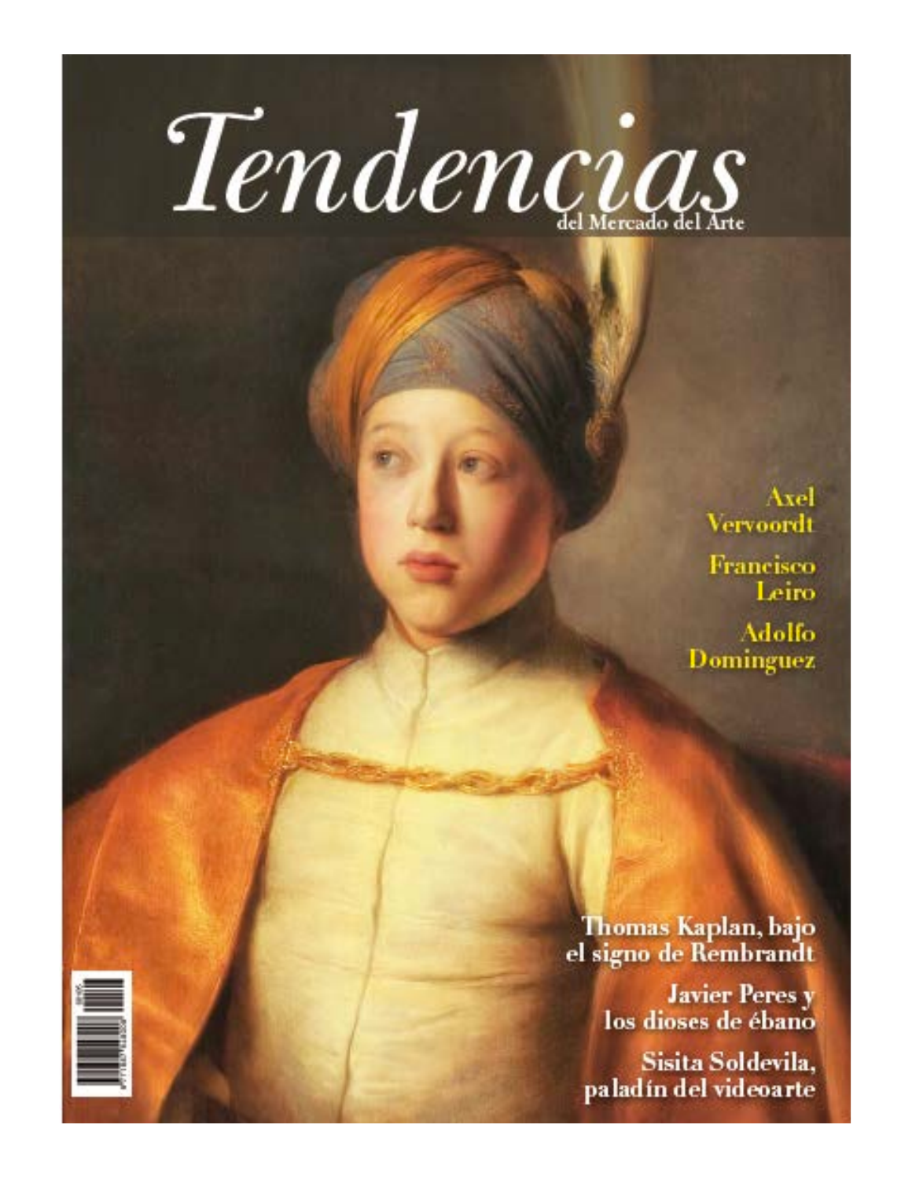# Tendencias

del Mercado del Arte

**Axel Vervoordt**

**Francisco Leiro**

**Adolfo Dominguez**

**Thomas Kaplan, bajo el signo de Rembrandt**

**Javier Peres y los dioses de ébano**

**Sisita Soldevila, paladín del videoarte**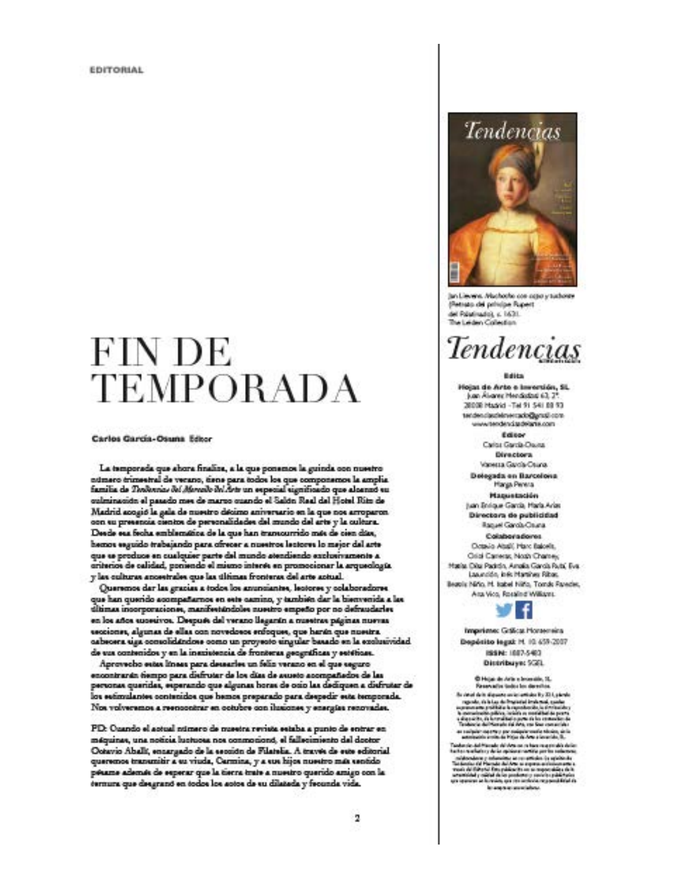EDITORIAL

# FIN DE TEMPORADA

**Carlos García-Osuna** Editor

La temporada que ahora finaliza, a la que ponemos la guinda con nuestro número trimestral de verano, tiene para todos los que componemos la amplia familia de *Tendencias del Mercado del Arte* un especial significado que alcanzó su culminación el pasado mes de marzo cuando el Salón Real del Hotel Ritz de Madrid acogió la gala de nuestro décimo aniversario en la que nos arroparon con su presencia cientos de personalidades del mundo del arte y la cultura. Desde esa fecha emblemática de la que han transcurrido más de cien días, hemos seguido trabajando para ofrecer a nuestros lectores lo mejor del arte que se produce en cualquier parte del mundo atendiendo exclusivamente a criterios de calidad, poniendo el mismo interés en promocionar la arqueología y las culturas ancestrales que las últimas fronteras del arte actual.

Queremos dar las gracias a todos los anunciantes, lectores y colaboradores que han querido acompañarnos en este camino, y también dar la bienvenida a las últimas incorporaciones, manifestándoles nuestro empeño por no defraudarles en los años sucesivos. Después del verano llegarán a nuestras páginas nuevas secciones, algunas de ellas con novedosos enfoques, que harán que nuestra cabecera siga consolidándose como un proyecto singular basado en la exclusividad de sus contenidos y en la inexistencia de fronteras geográficas y estéticas.

Aprovecho estas líneas para desearles un feliz verano en el que seguro encontrarán tiempo para disfrutar de los días de asueto acompañados de las personas queridas, esperando que algunas horas de ocio las dediquen a disfrutar de los estimulantes contenidos que hemos preparado para despedir esta temporada. Nos volveremos a reencontrar en octubre con ilusiones y energías renovadas.

PD: Cuando el actual número de nuestra revista estaba a punto de entrar en máquinas, una noticia luctuosa nos conmocionó, el fallecimiento del doctor Octavio Aballí, encargado de la sección de Filatelia. A través de este editorial queremos transmitir a su viuda, Carmina, y a sus hijos nuestro más sentido pésame además de esperar que la tierra trate a nuestro querido amigo con la ternura que desgranó en todos los actos de su dilatada y fecunda vida.

---

Jan Lievens. *Muchacho con capa y turbante* (Retrato del príncipe Rupert del Palatinado), c. 1631. The Leiden Collection

**Tendencias**

**Edita**
Hojas de Arte e Inversión, SL
Juan Álvarez Mendizábal 63, 2º.
28008 Madrid - Tel 91 541 88 93
tendenciasdelmercado@gmail.com
www.tendenciasdelarte.com

**Editor**
Carlos García-Osuna

**Directora**
Vanessa García-Osuna

**Delegada en Barcelona**
Marga Perera

**Maquetación**
Juan Enrique García, Marta Arias

**Directora de publicidad**
Raquel García-Osuna

**Colaboradores**
Octavio Aballí, Marc Balcells, Oriol Carreras, Noah Charney, Marta Díaz Padrón, Amalia García Rubí, Eva Lasunción, Inés Martínez Ribas, Beatriz Niño, M. Isabel Niño, Tomás Paredes, Ana Vico, Rosalind Williams.

**Imprime:** Gráficas Monterreina
**Depósito legal:** M. 10.659-2007
**ISSN:** 1887-5483
**Distribuye:** SGEL

© Hojas de Arte e Inversión, SL. Reservados todos los derechos.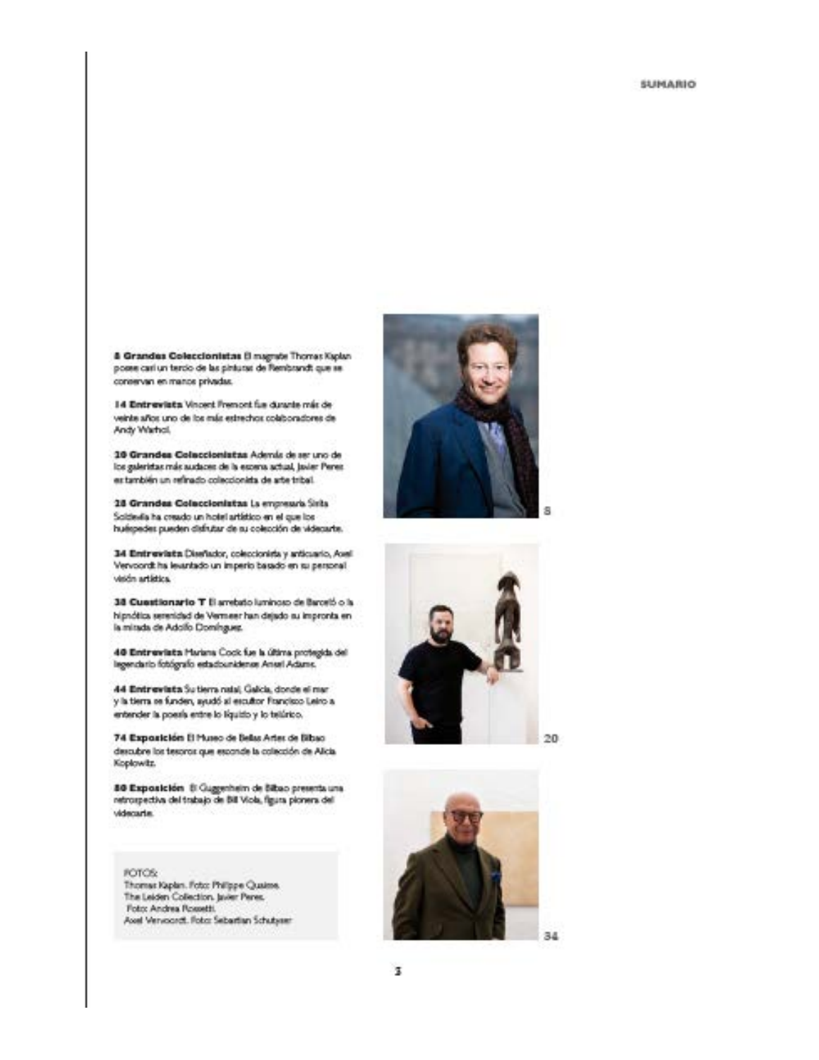# SUMARIO

**8 Grandes Coleccionistas** El magnate Thomas Kaplan posee casi un tercio de las pinturas de Rembrandt que se conservan en manos privadas.

**14 Entrevista** Vincent Fremont fue durante más de veinte años uno de los más estrechos colaboradores de Andy Warhol.

**20 Grandes Coleccionistas** Además de ser uno de los galeristas más audaces de la escena actual, Javier Peres es también un refinado coleccionista de arte tribal.

**28 Grandes Coleccionistas** La empresaria Sirita Soldevila ha creado un hotel artístico en el que los huéspedes pueden disfrutar de su colección de videoarte.

**34 Entrevista** Diseñador, coleccionista y anticuario, Axel Vervoordt ha levantado un imperio basado en su personal visión artística.

**38 Cuestionario T** El arrebato luminoso de Barceló o la hipnótica serenidad de Vermeer han dejado su impronta en la mirada de Adolfo Domínguez.

**40 Entrevista** Mariana Cook fue la última protegida del legendario fotógrafo estadounidense Ansel Adams.

**44 Entrevista** Su tierra natal, Galicia, donde el mar y la tierra se funden, ayudó al escultor Francisco Leiro a entender la poesía entre lo líquido y lo telúrico.

**74 Exposición** El Museo de Bellas Artes de Bilbao descubre los tesoros que esconde la colección de Alicia Koplowitz.

**80 Exposición** El Guggenheim de Bilbao presenta una retrospectiva del trabajo de Bill Viola, figura pionera del videoarte.

FOTOS:
Thomas Kaplan. Foto: Philippe Quaisse. The Leiden Collection. Javier Peres. Foto: Andrea Rossetti. Axel Vervoordt. Foto: Sebastian Schutyser

8

20

34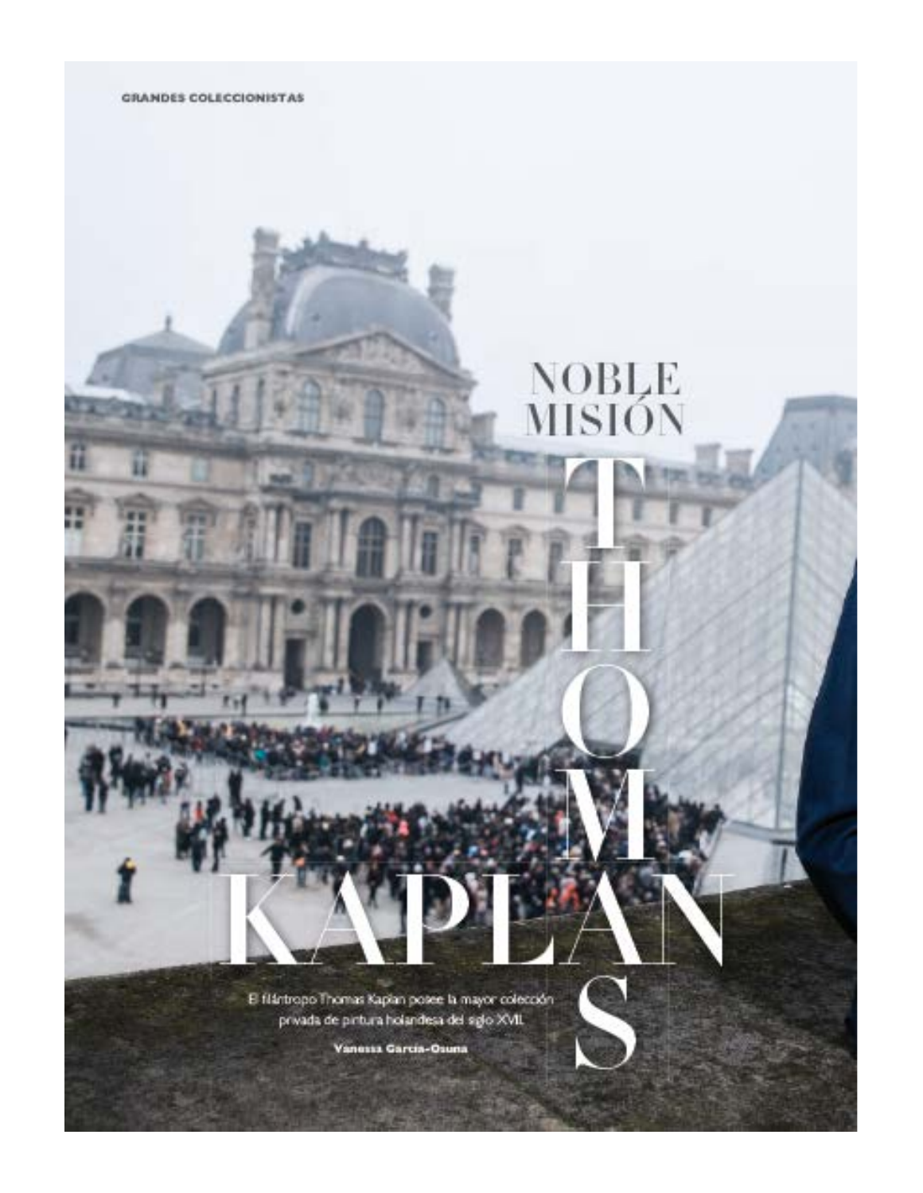GRANDES COLECCIONISTAS

# NOBLE MISIÓN

# THOMAS KAPLAN

El filántropo Thomas Kaplan posee la mayor colección privada de pintura holandesa del siglo XVII.

**Vanessa García-Osuna**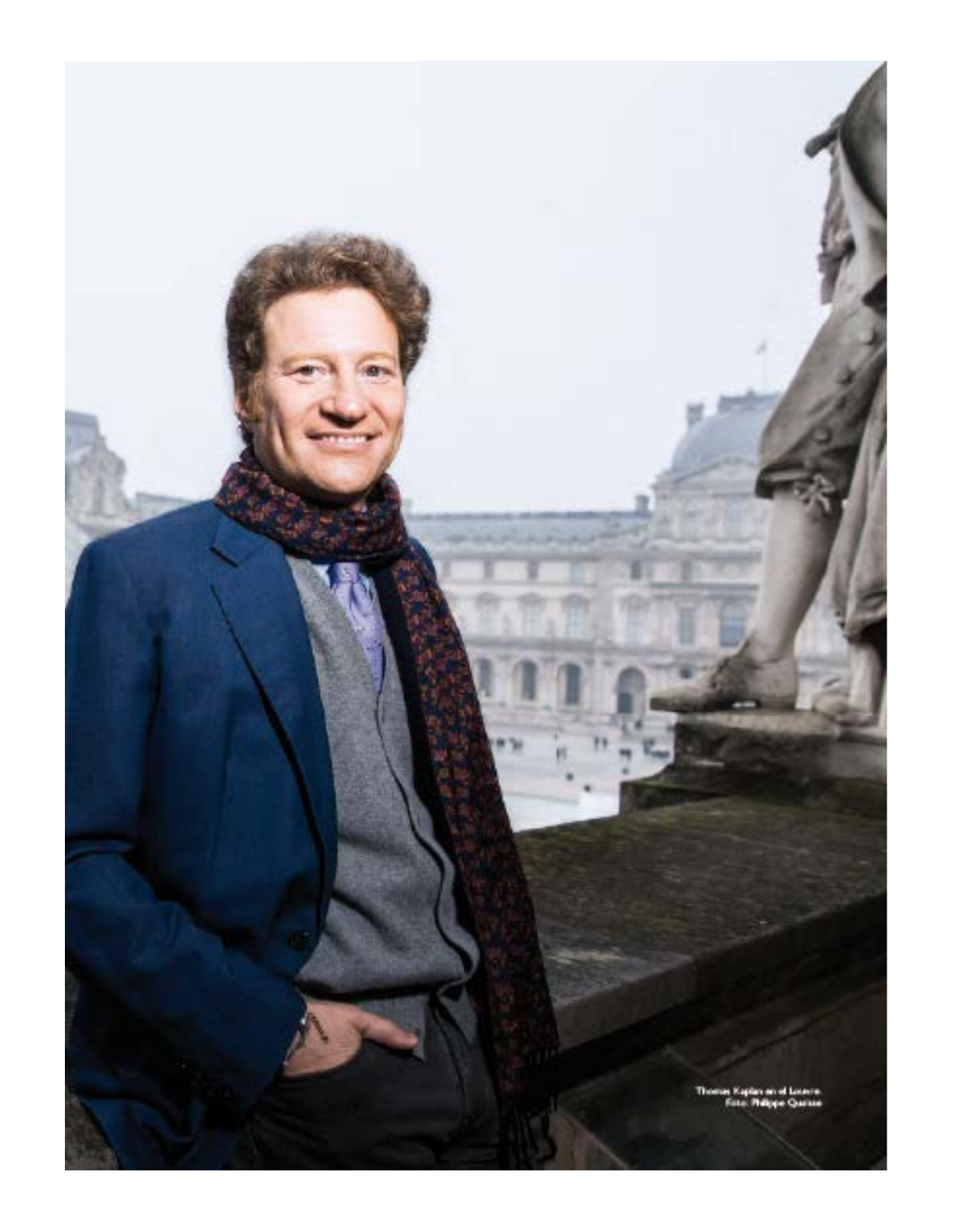Thomas Kaplan en el Louvre.
Foto: Philippe Quaisse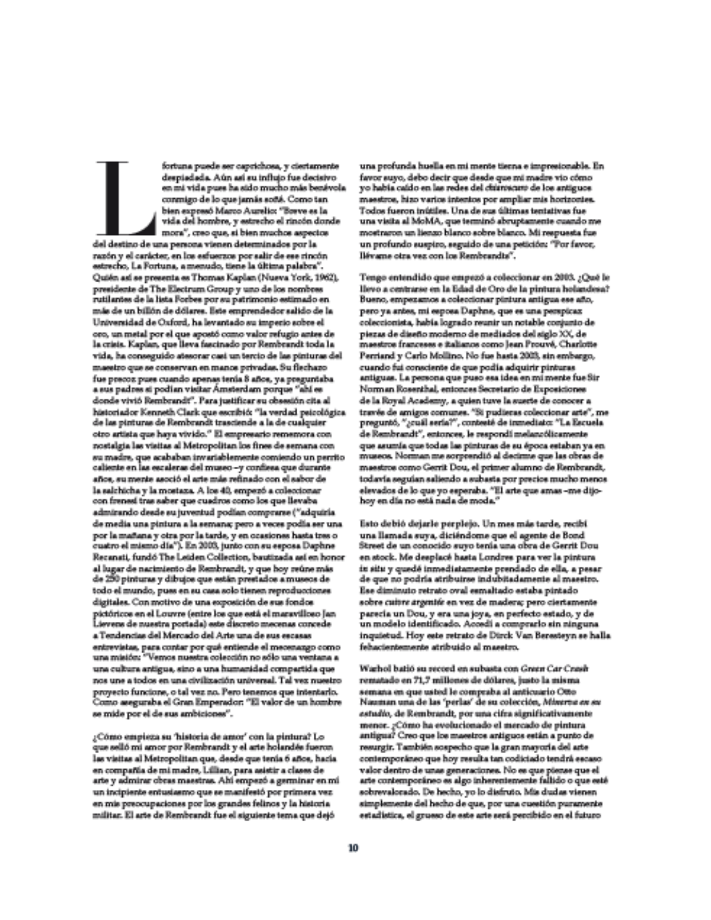La fortuna puede ser caprichosa, y ciertamente despiadada. Aún así su influjo fue decisivo en mi vida pues ha sido mucho más benévola conmigo de lo que jamás soñé. Como tan bien expresó Marco Aurelio: "Breve es la vida del hombre, y estrecho el rincón donde mora", creo que, si bien muchos aspectos del destino de una persona vienen determinados por la razón y el carácter, en los esfuerzos por salir de ese rincón estrecho, La Fortuna, a menudo, tiene la última palabra". Quién así se presenta es Thomas Kaplan (Nueva York, 1962), presidente de The Electrum Group y uno de los nombres rutilantes de la lista Forbes por su patrimonio estimado en más de un billón de dólares. Este emprendedor salido de la Universidad de Oxford, ha levantado su imperio sobre el oro, un metal por el que apostó como valor refugio antes de la crisis. Kaplan, que lleva fascinado por Rembrandt toda la vida, ha conseguido atesorar casi un tercio de las pinturas del maestro que se conservan en manos privadas. Su flechazo fue precoz pues cuando apenas tenía 8 años, ya preguntaba a sus padres si podían visitar Ámsterdam porque "ahí es donde vivió Rembrandt". Para justificar su obsesión cita al historiador Kenneth Clark que escribió: "la verdad psicológica de las pinturas de Rembrandt trasciende a la de cualquier otro artista que haya vivido." El empresario rememora con nostalgia las visitas al Metropolitan los fines de semana con su madre, que acababan invariablemente comiendo un perrito caliente en las escaleras del museo –y confiesa que durante años, su mente asoció el arte más refinado con el sabor de la salchicha y la mostaza. A los 40, empezó a coleccionar con frenesí tras saber que cuadros como los que llevaba admirando desde su juventud podían comprarse ("adquiría de media una pintura a la semana; pero a veces podía ser una por la mañana y otra por la tarde, y en ocasiones hasta tres o cuatro el mismo día"). En 2003, junto con su esposa Daphne Recanati, fundó The Leiden Collection, bautizada así en honor al lugar de nacimiento de Rembrandt, y que hoy reúne más de 250 pinturas y dibujos que están prestados a museos de todo el mundo, pues en su casa solo tienen reproducciones digitales. Con motivo de una exposición de sus fondos pictóricos en el Louvre (entre los que está el maravilloso Jan Lievens de nuestra portada) este discreto mecenas concede a Tendencias del Mercado del Arte una de sus escasas entrevistas, para contar por qué entiende el mecenazgo como una misión: "Vemos nuestra colección no sólo una ventana a una cultura antigua, sino a una humanidad compartida que nos une a todos en una civilización universal. Tal vez nuestro proyecto funcione, o tal vez no. Pero tenemos que intentarlo. Como aseguraba el Gran Emperador: "El valor de un hombre se mide por el de sus ambiciones".

**¿Cómo empieza su 'historia de amor' con la pintura?** Lo que selló mi amor por Rembrandt y el arte holandés fueron las visitas al Metropolitan que, desde que tenía 6 años, hacía en compañía de mi madre, Lilian, para asistir a clases de arte y admirar obras maestras. Ahí empezó a germinar en mí un incipiente entusiasmo que se manifestó por primera vez en mis preocupaciones por los grandes felinos y la historia militar. El arte de Rembrandt fue el siguiente tema que dejó una profunda huella en mi mente tierna e impresionable. En favor suyo, debo decir que desde que mi madre vio cómo yo había caído en las redes del *chiaroscuro* de los antiguos maestros, hizo varios intentos por ampliar mis horizontes. Todos fueron inútiles. Una de sus últimas tentativas fue una visita al MoMA, que terminó abruptamente cuando me mostraron un lienzo blanco sobre blanco. Mi respuesta fue un profundo suspiro, seguido de una petición: "Por favor, llévame otra vez con los Rembrandts".

**Tengo entendido que empezó a coleccionar en 2003. ¿Qué le llevó a centrarse en la Edad de Oro de la pintura holandesa?** Bueno, empezamos a coleccionar pintura antigua ese año, pero ya antes, mi esposa Daphne, que es una perspicaz coleccionista, había logrado reunir un notable conjunto de piezas de diseño moderno de mediados del siglo XX, de maestros franceses e italianos como Jean Prouvé, Charlotte Perriand y Carlo Mollino. No fue hasta 2003, sin embargo, cuando fui consciente de que podía adquirir pinturas antiguas. La persona que puso esa idea en mi mente fue Sir Norman Rosenthal, entonces Secretario de Exposiciones de la Royal Academy, a quien tuve la suerte de conocer a través de amigos comunes. "Si pudieras coleccionar arte", me preguntó, "¿cuál sería?", contesté de inmediato: "La Escuela de Rembrandt", entonces, le respondí melancólicamente que asumía que todas las pinturas de su época estaban ya en museos. Norman me sorprendió al decirme que las obras de maestros como Gerrit Dou, el primer alumno de Rembrandt, todavía seguían saliendo a subasta por precios mucho menos elevados de lo que yo esperaba. "El arte que amas –me dijo– hoy en día no está nada de moda."

**Esto debió dejarle perplejo.** Un mes más tarde, recibí una llamada suya, diciéndome que el agente de Bond Street de un conocido suyo tenía una obra de Gerrit Dou en stock. Me desplacé hasta Londres para ver la pintura *in situ* y quedé inmediatamente prendado de ella, a pesar de que no podía atribuirse indubitadamente al maestro. Ese diminuto retrato oval esmaltado estaba pintado sobre *cuivre argenté* en vez de madera; pero ciertamente parecía un Dou, y era una joya, en perfecto estado, y de un modelo identificado. Accedí a comprarlo sin ninguna inquietud. Hoy este retrato de Dirck Van Beresteyn se halla fehacientemente atribuido al maestro.

**Warhol batió su record en subasta con *Green Car Crash* rematado en 71,7 millones de dólares, justo la misma semana en que usted le compraba al anticuario Otto Nauman una de las 'perlas' de su colección, *Minerva en su estudio*, de Rembrandt, por una cifra significativamente menor. ¿Cómo ha evolucionado el mercado de pintura antigua?** Creo que los maestros antiguos están a punto de resurgir. También sospecho que la gran mayoría del arte contemporáneo que hoy resulta tan codiciado tendrá escaso valor dentro de unas generaciones. No es que piense que el arte contemporáneo es algo inherentemente fallido o que esté sobrevalorado. De hecho, yo lo disfruto. Mis dudas vienen simplemente del hecho de que, por una cuestión puramente estadística, el grueso de este arte será percibido en el futuro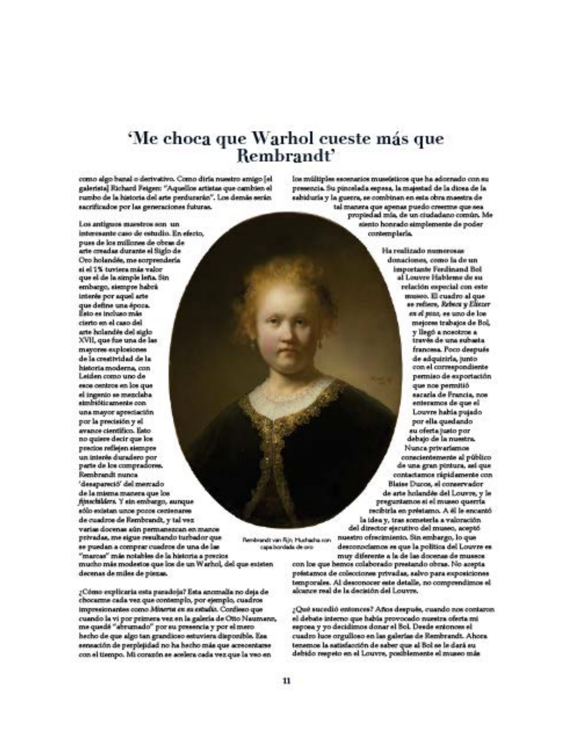# 'Me choca que Warhol cueste más que Rembrandt'

como algo banal o derivativo. Como diría nuestro amigo [el galerista] Richard Feigen: "Aquellos artistas que cambien el rumbo de la historia del arte perdurarán". Los demás serán sacrificados por las generaciones futuras.

Los antiguos maestros son un interesante caso de estudio. En efecto, pues de los millones de obras de arte creadas durante el Siglo de Oro holandés, me sorprendería si el 1% tuviera más valor que el de la simple leña. Sin embargo, siempre habrá interés por aquel arte que define una época. Esto es incluso más cierto en el caso del arte holandés del siglo XVII, que fue una de las mayores explosiones de la creatividad de la historia moderna, con Leiden como uno de esos centros en los que el ingenio se mezclaba simbióticamente con una mayor apreciación por la precisión y el avance científico. Esto no quiere decir que los precios reflejen siempre un interés duradero por parte de los compradores. Rembrandt nunca 'desapareció' del mercado de la misma manera que los *fijnschilders*. Y sin embargo, aunque sólo existan unos pocos centenares de cuadros de Rembrandt, y tal vez varias docenas aún permanezcan en manos privadas, me sigue resultando turbador que se puedan a comprar cuadros de una de las "marcas" más notables de la historia a precios mucho más modestos que los de un Warhol, del que existen decenas de miles de piezas.

¿Cómo explicaría esta paradoja? Esta anomalía no deja de chocarme cada vez que contemplo, por ejemplo, cuadros impresionantes como *Minerva en su estudio*. Confieso que cuando la vi por primera vez en la galería de Otto Naumann, me quedé "abrumado" por su presencia y por el mero hecho de que algo tan grandioso estuviera disponible. Esa sensación de perplejidad no ha hecho más que acrecentarse con el tiempo. Mi corazón se acelera cada vez que la veo en los múltiples escenarios museísticos que ha adornado con su presencia. Su pincelada espesa, la majestad de la diosa de la sabiduría y la guerra, se combinan en esta obra maestra de tal manera que apenas puedo creerme que sea propiedad mía, de un ciudadano común. Me siento honrado simplemente de poder contemplarla.

Rembrandt van Rijn, Muchacha con capa bordada de oro

**Ha realizado numerosas donaciones, como la de un importante Ferdinand Bol al Louvre. Hábleme de su relación especial con este museo.** El cuadro al que se refiere, *Rebeca y Eliezer en el pozo*, es uno de los mejores trabajos de Bol, y llegó a nosotros a través de una subasta francesa. Poco después de adquirirla, junto con el correspondiente permiso de exportación que nos permitió sacarla de Francia, nos enteramos de que el Louvre había pujado por ella quedando su oferta justo por debajo de la nuestra. Nunca privaríamos conscientemente al público de una gran pintura, así que contactamos rápidamente con Blaise Ducos, el conservador de arte holandés del Louvre, y le preguntamos si el museo querría recibirla en préstamo. A él le encantó la idea y, tras someterla a valoración del director ejecutivo del museo, aceptó nuestro ofrecimiento. Sin embargo, lo que desconocíamos es que la política del Louvre es muy diferente a la de las docenas de museos con los que hemos colaborado prestando obras. No acepta préstamos de colecciones privadas, salvo para exposiciones temporales. Al desconocer este detalle, no comprendimos el alcance real de la decisión del Louvre.

**¿Qué sucedió entonces?** Años después, cuando nos contaron el debate interno que había provocado nuestra oferta mi esposa y yo decidimos donar el Bol. Desde entonces el cuadro luce orgulloso en las galerías de Rembrandt. Ahora tenemos la satisfacción de saber que al Bol se le dará su debido respeto en el Louvre, posiblemente el museo más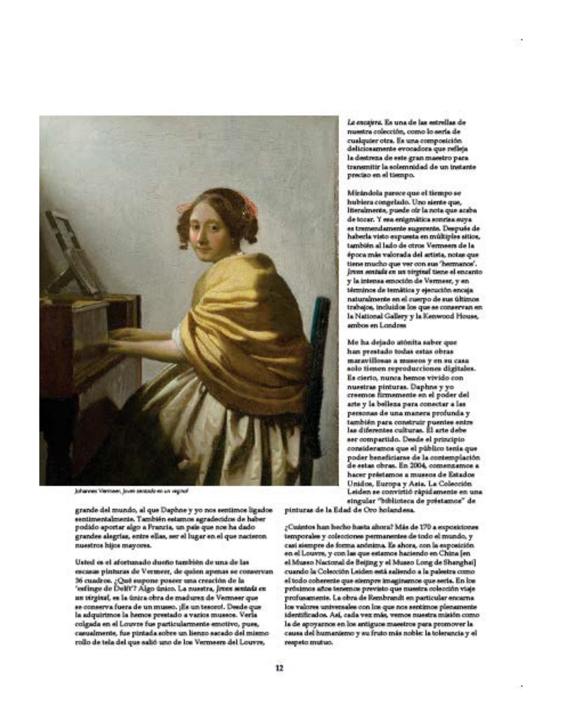Johannes Vermeer, *Joven sentada en un virginal*

grande del mundo, al que Daphne y yo nos sentimos ligados sentimentalmente. También estamos agradecidos de haber podido aportar algo a Francia, un país que nos ha dado grandes alegrías, entre ellas, ser el lugar en el que nacieron nuestros hijos mayores.

Usted es el afortunado dueño también de una de las escasas pinturas de Vermeer, de quien apenas se conservan 36 cuadros. ¿Qué supone poseer una creación de la 'esfinge de Delft'? Algo único. La nuestra, *Joven sentada en un virginal*, es la única obra de madurez de Vermeer que se conserva fuera de un museo. ¡Es un tesoro!. Desde que la adquirimos la hemos prestado a varios museos. Verla colgada en el Louvre fue particularmente emotivo, pues, casualmente, fue pintada sobre un lienzo sacado del mismo rollo de tela del que salió uno de los Vermeers del Louvre, *La encajera*. Es una de las estrellas de nuestra colección, como lo sería de cualquier otra. Es una composición deliciosamente evocadora que refleja la destreza de este gran maestro para transmitir la solemnidad de un instante preciso en el tiempo.

Mirándola parece que el tiempo se hubiera congelado. Uno siente que, literalmente, puede oír la nota que acaba de tocar. Y esa enigmática sonrisa suya es tremendamente sugerente. Después de haberla visto expuesta en múltiples sitios, también al lado de otros Vermeers de la época más valorada del artista, notas que tiene mucho que ver con sus 'hermanos'. *Joven sentada en un virginal* tiene el encanto y la intensa emoción de Vermeer, y en términos de temática y ejecución encaja naturalmente en el cuerpo de sus últimos trabajos, incluidos los que se conservan en la National Gallery y la Kenwood House, ambos en Londres

Me ha dejado atónita saber que han prestado todas estas obras maravillosas a museos y en su casa solo tienen reproducciones digitales. Es cierto, nunca hemos vivido con nuestras pinturas. Daphne y yo creemos firmemente en el poder del arte y la belleza para conectar a las personas de una manera profunda y también para construir puentes entre las diferentes culturas. El arte debe ser compartido. Desde el principio consideramos que el público tenía que poder beneficiarse de la contemplación de estas obras. En 2004, comenzamos a hacer préstamos a museos de Estados Unidos, Europa y Asia. La Colección Leiden se convirtió rápidamente en una singular "biblioteca de préstamos" de pinturas de la Edad de Oro holandesa.

¿Cuántos han hecho hasta ahora? Más de 170 a exposiciones temporales y colecciones permanentes de todo el mundo, y casi siempre de forma anónima. Es ahora, con la exposición en el Louvre, y con las que estamos haciendo en China [en el Museo Nacional de Beijing y el Museo Long de Shanghai] cuando la Colección Leiden está saliendo a la palestra como el todo coherente que siempre imaginamos que sería. En los próximos años tenemos previsto que nuestra colección viaje profusamente. La obra de Rembrandt en particular encarna los valores universales con los que nos sentimos plenamente identificados. Así, cada vez más, vemos nuestra misión como la de apoyarnos en los antiguos maestros para promover la causa del humanismo y su fruto más noble: la tolerancia y el respeto mutuo.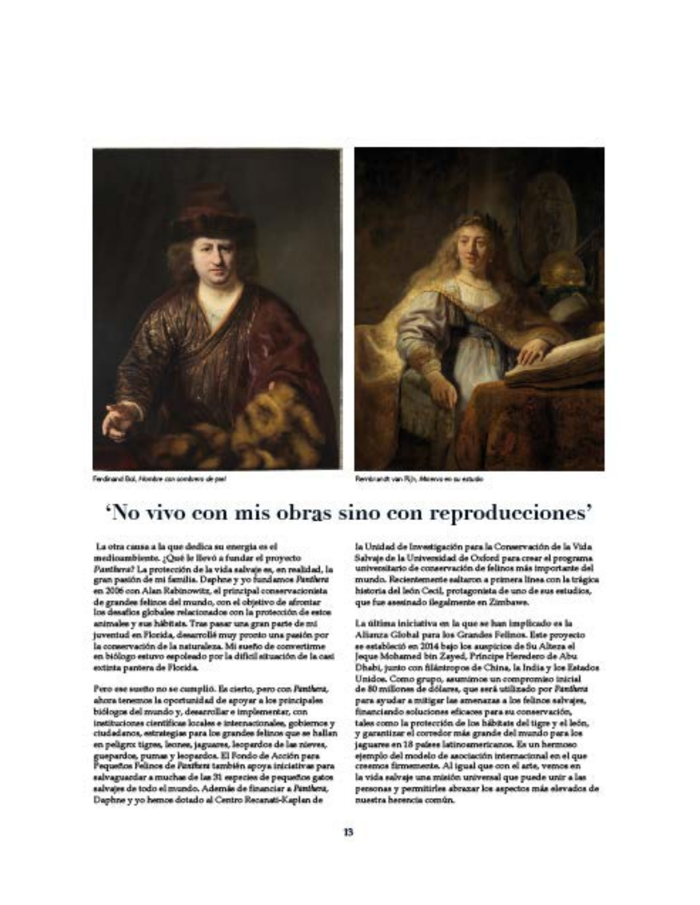Ferdinand Bol, *Hombre con sombrero de piel*

Rembrandt van Rijn, *Minerva en su estudio*

# 'No vivo con mis obras sino con reproducciones'

La otra causa a la que dedica su energía es el medioambiente. ¿Qué le llevó a fundar el proyecto *Panthera*? La protección de la vida salvaje es, en realidad, la gran pasión de mi familia. Daphne y yo fundamos *Panthera* en 2006 con Alan Rabinowitz, el principal conservacionista de grandes felinos del mundo, con el objetivo de afrontar los desafíos globales relacionados con la protección de estos animales y sus hábitats. Tras pasar una gran parte de mi juventud en Florida, desarrollé muy pronto una pasión por la conservación de la naturaleza. Mi sueño de convertirme en biólogo estuvo espoleado por la difícil situación de la casi extinta pantera de Florida.

Pero ese sueño no se cumplió. Es cierto, pero con *Panthera*, ahora tenemos la oportunidad de apoyar a los principales biólogos del mundo y, desarrollar e implementar, con instituciones científicas locales e internacionales, gobiernos y ciudadanos, estrategias para los grandes felinos que se hallan en peligro: tigres, leones, jaguares, leopardos de las nieves, guepardos, pumas y leopardos. El Fondo de Acción para Pequeños Felinos de *Panthera* también apoya iniciativas para salvaguardar a muchas de las 31 especies de pequeños gatos salvajes de todo el mundo. Además de financiar a *Panthera*, Daphne y yo hemos dotado al Centro Recanati-Kaplan de la Unidad de Investigación para la Conservación de la Vida Salvaje de la Universidad de Oxford para crear el programa universitario de conservación de felinos más importante del mundo. Recientemente saltaron a primera línea con la trágica historia del león Cecil, protagonista de uno de sus estudios, que fue asesinado ilegalmente en Zimbawe.

La última iniciativa en la que se han implicado es la Alianza Global para los Grandes Felinos. Este proyecto se estableció en 2014 bajo los auspicios de Su Alteza el Jeque Mohamed bin Zayed, Príncipe Heredero de Abu Dhabi, junto con filántropos de China, la India y los Estados Unidos. Como grupo, asumimos un compromiso inicial de 80 millones de dólares, que será utilizado por *Panthera* para ayudar a mitigar las amenazas a los felinos salvajes, financiando soluciones eficaces para su conservación, tales como la protección de los hábitats del tigre y el león, y garantizar el corredor más grande del mundo para los jaguares en 18 países latinoamericanos. Es un hermoso ejemplo del modelo de asociación internacional en el que creemos firmemente. Al igual que con el arte, vemos en la vida salvaje una misión universal que puede unir a las personas y permitirles abrazar los aspectos más elevados de nuestra herencia común.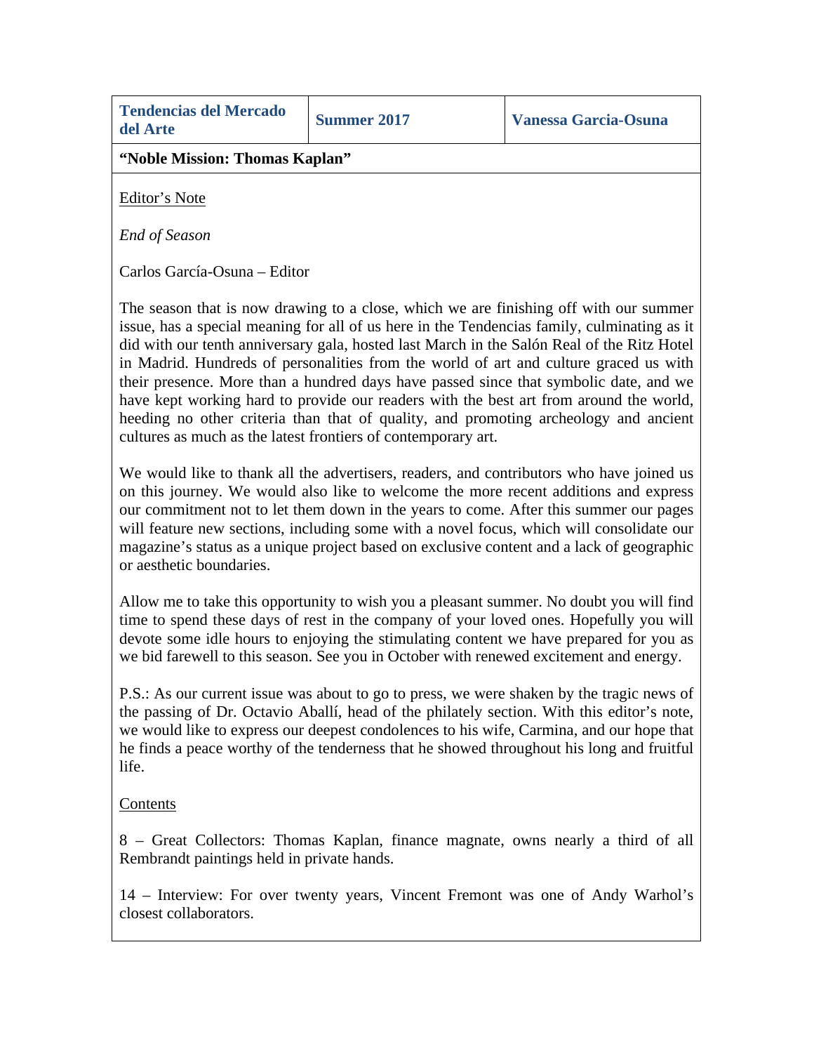| Tendencias del Mercado del Arte | Summer 2017 | Vanessa Garcia-Osuna |
|---|---|---|
| **“Noble Mission: Thomas Kaplan”** | | |

Editor’s Note

*End of Season*

Carlos García-Osuna – Editor

The season that is now drawing to a close, which we are finishing off with our summer issue, has a special meaning for all of us here in the Tendencias family, culminating as it did with our tenth anniversary gala, hosted last March in the Salón Real of the Ritz Hotel in Madrid. Hundreds of personalities from the world of art and culture graced us with their presence. More than a hundred days have passed since that symbolic date, and we have kept working hard to provide our readers with the best art from around the world, heeding no other criteria than that of quality, and promoting archeology and ancient cultures as much as the latest frontiers of contemporary art.

We would like to thank all the advertisers, readers, and contributors who have joined us on this journey. We would also like to welcome the more recent additions and express our commitment not to let them down in the years to come. After this summer our pages will feature new sections, including some with a novel focus, which will consolidate our magazine’s status as a unique project based on exclusive content and a lack of geographic or aesthetic boundaries.

Allow me to take this opportunity to wish you a pleasant summer. No doubt you will find time to spend these days of rest in the company of your loved ones. Hopefully you will devote some idle hours to enjoying the stimulating content we have prepared for you as we bid farewell to this season. See you in October with renewed excitement and energy.

P.S.: As our current issue was about to go to press, we were shaken by the tragic news of the passing of Dr. Octavio Aballí, head of the philately section. With this editor’s note, we would like to express our deepest condolences to his wife, Carmina, and our hope that he finds a peace worthy of the tenderness that he showed throughout his long and fruitful life.

Contents

8 – Great Collectors: Thomas Kaplan, finance magnate, owns nearly a third of all Rembrandt paintings held in private hands.

14 – Interview: For over twenty years, Vincent Fremont was one of Andy Warhol’s closest collaborators.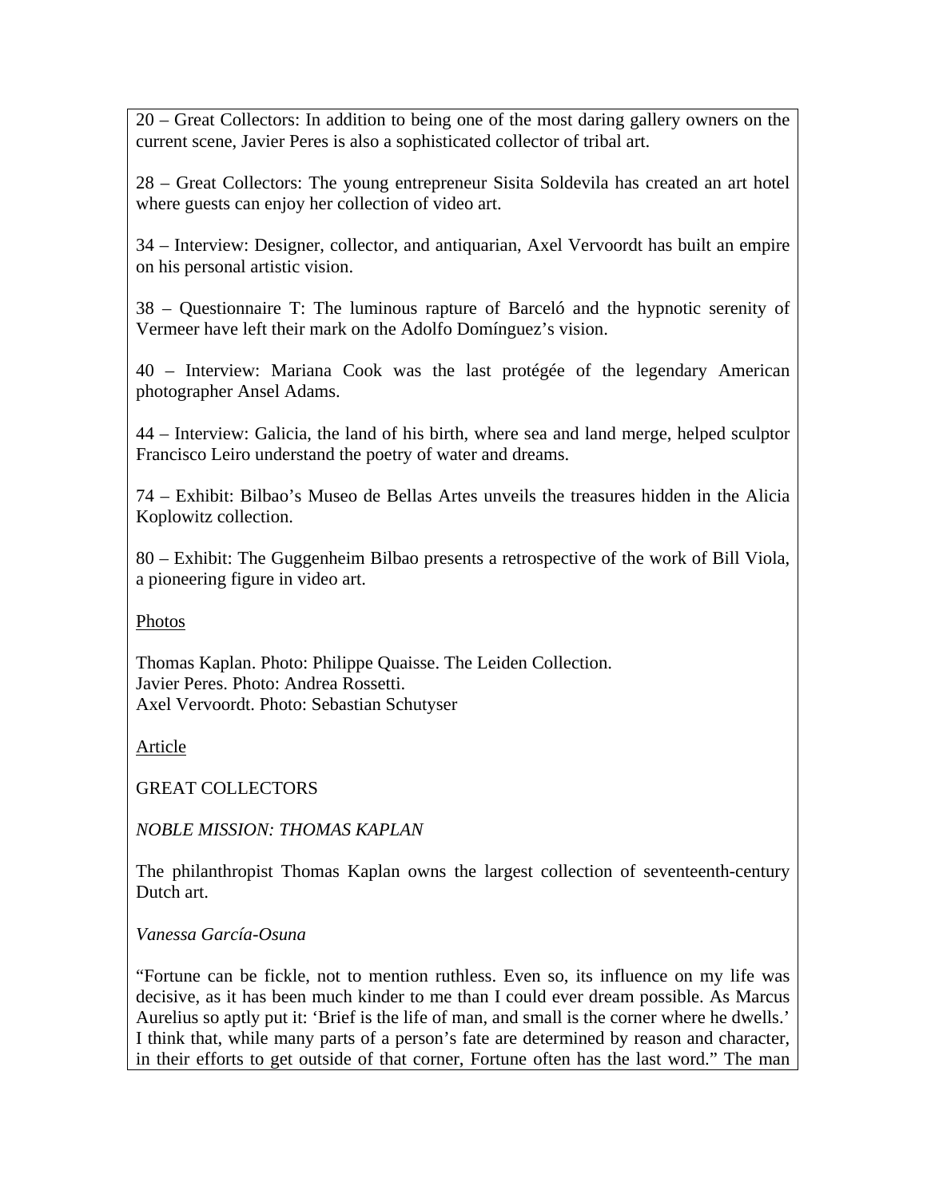20 – Great Collectors: In addition to being one of the most daring gallery owners on the current scene, Javier Peres is also a sophisticated collector of tribal art.

28 – Great Collectors: The young entrepreneur Sisita Soldevila has created an art hotel where guests can enjoy her collection of video art.

34 – Interview: Designer, collector, and antiquarian, Axel Vervoordt has built an empire on his personal artistic vision.

38 – Questionnaire T: The luminous rapture of Barceló and the hypnotic serenity of Vermeer have left their mark on the Adolfo Domínguez's vision.

40 – Interview: Mariana Cook was the last protégée of the legendary American photographer Ansel Adams.

44 – Interview: Galicia, the land of his birth, where sea and land merge, helped sculptor Francisco Leiro understand the poetry of water and dreams.

74 – Exhibit: Bilbao's Museo de Bellas Artes unveils the treasures hidden in the Alicia Koplowitz collection.

80 – Exhibit: The Guggenheim Bilbao presents a retrospective of the work of Bill Viola, a pioneering figure in video art.

Photos

Thomas Kaplan. Photo: Philippe Quaisse. The Leiden Collection.
Javier Peres. Photo: Andrea Rossetti.
Axel Vervoordt. Photo: Sebastian Schutyser

Article

GREAT COLLECTORS

*NOBLE MISSION: THOMAS KAPLAN*

The philanthropist Thomas Kaplan owns the largest collection of seventeenth-century Dutch art.

*Vanessa García-Osuna*

"Fortune can be fickle, not to mention ruthless. Even so, its influence on my life was decisive, as it has been much kinder to me than I could ever dream possible. As Marcus Aurelius so aptly put it: 'Brief is the life of man, and small is the corner where he dwells.' I think that, while many parts of a person's fate are determined by reason and character, in their efforts to get outside of that corner, Fortune often has the last word." The man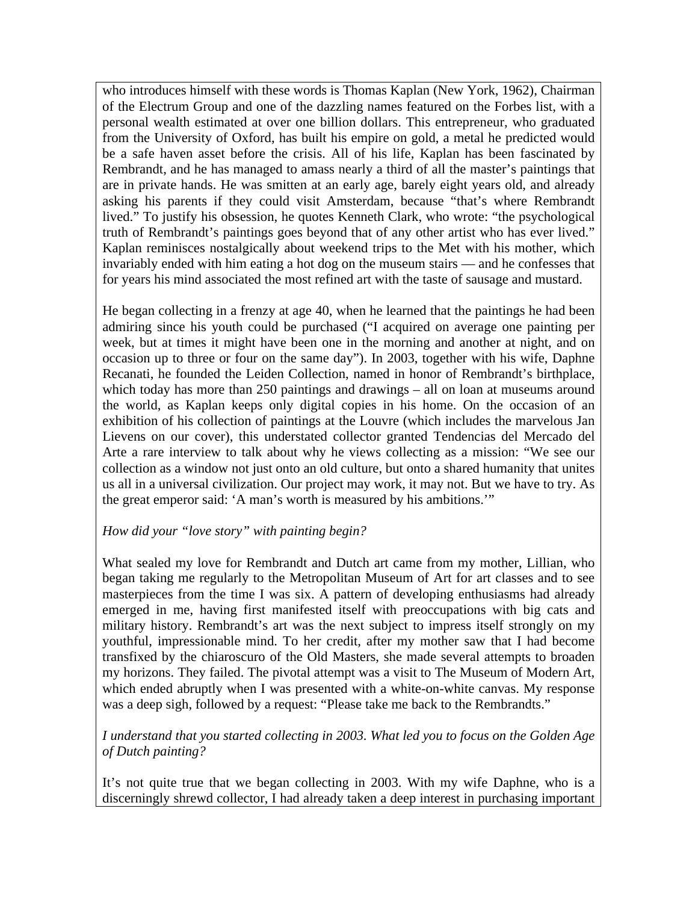who introduces himself with these words is Thomas Kaplan (New York, 1962), Chairman of the Electrum Group and one of the dazzling names featured on the Forbes list, with a personal wealth estimated at over one billion dollars. This entrepreneur, who graduated from the University of Oxford, has built his empire on gold, a metal he predicted would be a safe haven asset before the crisis. All of his life, Kaplan has been fascinated by Rembrandt, and he has managed to amass nearly a third of all the master's paintings that are in private hands. He was smitten at an early age, barely eight years old, and already asking his parents if they could visit Amsterdam, because "that's where Rembrandt lived." To justify his obsession, he quotes Kenneth Clark, who wrote: "the psychological truth of Rembrandt's paintings goes beyond that of any other artist who has ever lived." Kaplan reminisces nostalgically about weekend trips to the Met with his mother, which invariably ended with him eating a hot dog on the museum stairs — and he confesses that for years his mind associated the most refined art with the taste of sausage and mustard.

He began collecting in a frenzy at age 40, when he learned that the paintings he had been admiring since his youth could be purchased ("I acquired on average one painting per week, but at times it might have been one in the morning and another at night, and on occasion up to three or four on the same day"). In 2003, together with his wife, Daphne Recanati, he founded the Leiden Collection, named in honor of Rembrandt's birthplace, which today has more than 250 paintings and drawings – all on loan at museums around the world, as Kaplan keeps only digital copies in his home. On the occasion of an exhibition of his collection of paintings at the Louvre (which includes the marvelous Jan Lievens on our cover), this understated collector granted Tendencias del Mercado del Arte a rare interview to talk about why he views collecting as a mission: "We see our collection as a window not just onto an old culture, but onto a shared humanity that unites us all in a universal civilization. Our project may work, it may not. But we have to try. As the great emperor said: 'A man's worth is measured by his ambitions.'"

*How did your "love story" with painting begin?*

What sealed my love for Rembrandt and Dutch art came from my mother, Lillian, who began taking me regularly to the Metropolitan Museum of Art for art classes and to see masterpieces from the time I was six. A pattern of developing enthusiasms had already emerged in me, having first manifested itself with preoccupations with big cats and military history. Rembrandt's art was the next subject to impress itself strongly on my youthful, impressionable mind. To her credit, after my mother saw that I had become transfixed by the chiaroscuro of the Old Masters, she made several attempts to broaden my horizons. They failed. The pivotal attempt was a visit to The Museum of Modern Art, which ended abruptly when I was presented with a white-on-white canvas. My response was a deep sigh, followed by a request: "Please take me back to the Rembrandts."

*I understand that you started collecting in 2003. What led you to focus on the Golden Age of Dutch painting?*

It's not quite true that we began collecting in 2003. With my wife Daphne, who is a discerningly shrewd collector, I had already taken a deep interest in purchasing important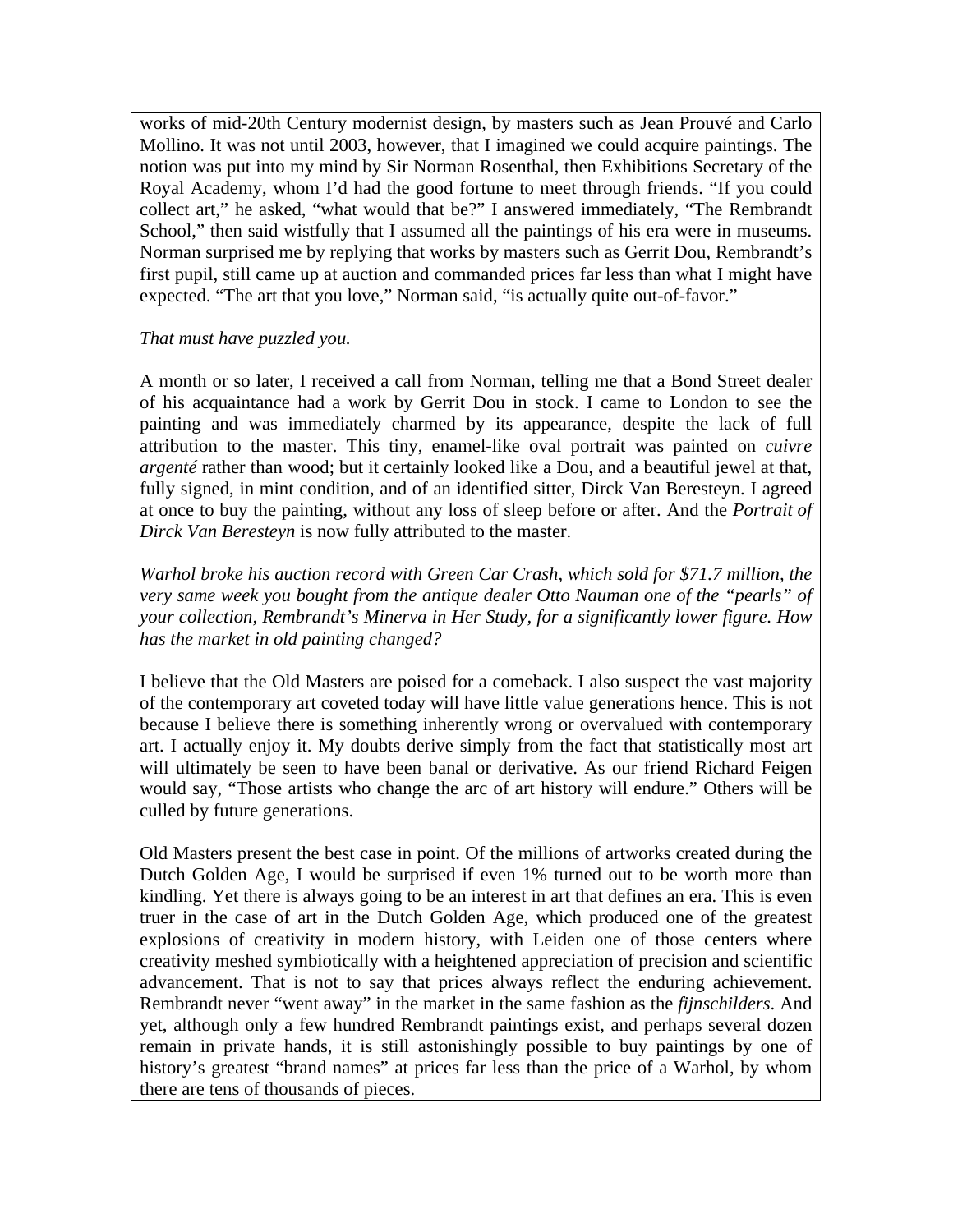works of mid-20th Century modernist design, by masters such as Jean Prouvé and Carlo Mollino. It was not until 2003, however, that I imagined we could acquire paintings. The notion was put into my mind by Sir Norman Rosenthal, then Exhibitions Secretary of the Royal Academy, whom I'd had the good fortune to meet through friends. "If you could collect art," he asked, "what would that be?" I answered immediately, "The Rembrandt School," then said wistfully that I assumed all the paintings of his era were in museums. Norman surprised me by replying that works by masters such as Gerrit Dou, Rembrandt's first pupil, still came up at auction and commanded prices far less than what I might have expected. "The art that you love," Norman said, "is actually quite out-of-favor."

*That must have puzzled you.*

A month or so later, I received a call from Norman, telling me that a Bond Street dealer of his acquaintance had a work by Gerrit Dou in stock. I came to London to see the painting and was immediately charmed by its appearance, despite the lack of full attribution to the master. This tiny, enamel-like oval portrait was painted on *cuivre argenté* rather than wood; but it certainly looked like a Dou, and a beautiful jewel at that, fully signed, in mint condition, and of an identified sitter, Dirck Van Beresteyn. I agreed at once to buy the painting, without any loss of sleep before or after. And the *Portrait of Dirck Van Beresteyn* is now fully attributed to the master.

*Warhol broke his auction record with Green Car Crash, which sold for $71.7 million, the very same week you bought from the antique dealer Otto Nauman one of the "pearls" of your collection, Rembrandt's Minerva in Her Study, for a significantly lower figure. How has the market in old painting changed?*

I believe that the Old Masters are poised for a comeback. I also suspect the vast majority of the contemporary art coveted today will have little value generations hence. This is not because I believe there is something inherently wrong or overvalued with contemporary art. I actually enjoy it. My doubts derive simply from the fact that statistically most art will ultimately be seen to have been banal or derivative. As our friend Richard Feigen would say, "Those artists who change the arc of art history will endure." Others will be culled by future generations.

Old Masters present the best case in point. Of the millions of artworks created during the Dutch Golden Age, I would be surprised if even 1% turned out to be worth more than kindling. Yet there is always going to be an interest in art that defines an era. This is even truer in the case of art in the Dutch Golden Age, which produced one of the greatest explosions of creativity in modern history, with Leiden one of those centers where creativity meshed symbiotically with a heightened appreciation of precision and scientific advancement. That is not to say that prices always reflect the enduring achievement. Rembrandt never "went away" in the market in the same fashion as the *fijnschilders*. And yet, although only a few hundred Rembrandt paintings exist, and perhaps several dozen remain in private hands, it is still astonishingly possible to buy paintings by one of history's greatest "brand names" at prices far less than the price of a Warhol, by whom there are tens of thousands of pieces.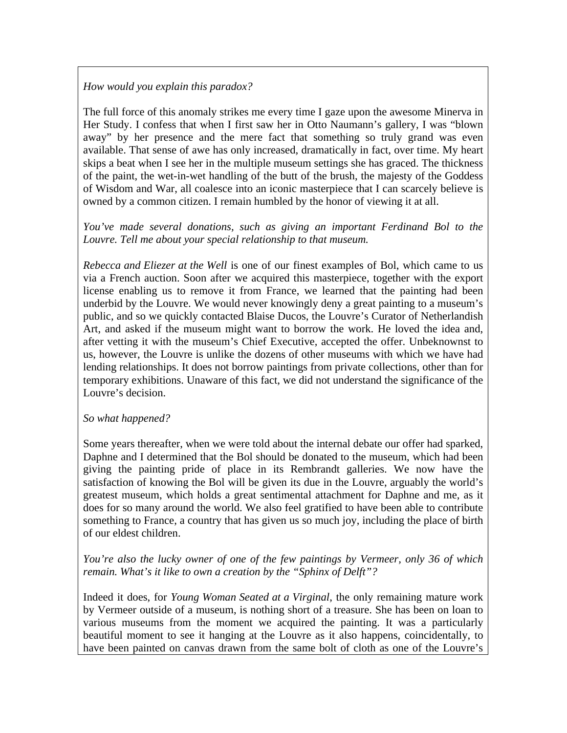*How would you explain this paradox?*

The full force of this anomaly strikes me every time I gaze upon the awesome Minerva in Her Study. I confess that when I first saw her in Otto Naumann's gallery, I was "blown away" by her presence and the mere fact that something so truly grand was even available. That sense of awe has only increased, dramatically in fact, over time. My heart skips a beat when I see her in the multiple museum settings she has graced. The thickness of the paint, the wet-in-wet handling of the butt of the brush, the majesty of the Goddess of Wisdom and War, all coalesce into an iconic masterpiece that I can scarcely believe is owned by a common citizen. I remain humbled by the honor of viewing it at all.

*You've made several donations, such as giving an important Ferdinand Bol to the Louvre. Tell me about your special relationship to that museum.*

*Rebecca and Eliezer at the Well* is one of our finest examples of Bol, which came to us via a French auction. Soon after we acquired this masterpiece, together with the export license enabling us to remove it from France, we learned that the painting had been underbid by the Louvre. We would never knowingly deny a great painting to a museum's public, and so we quickly contacted Blaise Ducos, the Louvre's Curator of Netherlandish Art, and asked if the museum might want to borrow the work. He loved the idea and, after vetting it with the museum's Chief Executive, accepted the offer. Unbeknownst to us, however, the Louvre is unlike the dozens of other museums with which we have had lending relationships. It does not borrow paintings from private collections, other than for temporary exhibitions. Unaware of this fact, we did not understand the significance of the Louvre's decision.

*So what happened?*

Some years thereafter, when we were told about the internal debate our offer had sparked, Daphne and I determined that the Bol should be donated to the museum, which had been giving the painting pride of place in its Rembrandt galleries. We now have the satisfaction of knowing the Bol will be given its due in the Louvre, arguably the world's greatest museum, which holds a great sentimental attachment for Daphne and me, as it does for so many around the world. We also feel gratified to have been able to contribute something to France, a country that has given us so much joy, including the place of birth of our eldest children.

*You're also the lucky owner of one of the few paintings by Vermeer, only 36 of which remain. What's it like to own a creation by the "Sphinx of Delft"?*

Indeed it does, for *Young Woman Seated at a Virginal*, the only remaining mature work by Vermeer outside of a museum, is nothing short of a treasure. She has been on loan to various museums from the moment we acquired the painting. It was a particularly beautiful moment to see it hanging at the Louvre as it also happens, coincidentally, to have been painted on canvas drawn from the same bolt of cloth as one of the Louvre's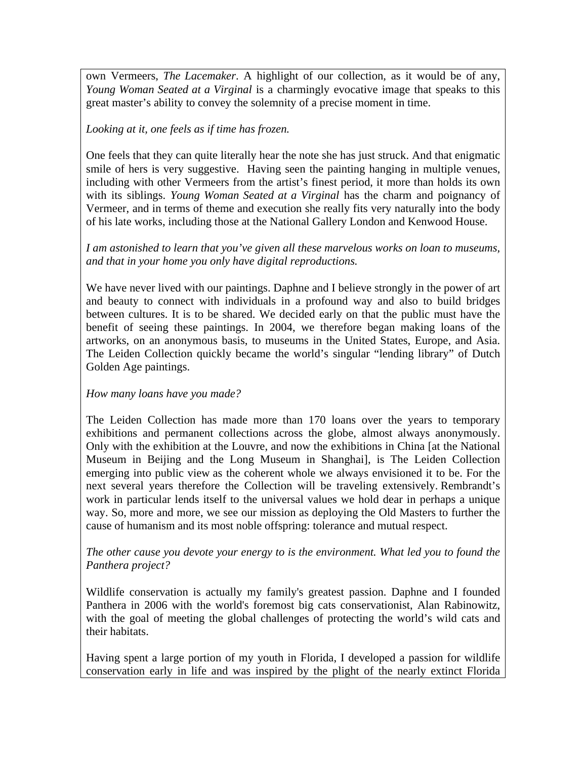own Vermeers, *The Lacemaker*. A highlight of our collection, as it would be of any, *Young Woman Seated at a Virginal* is a charmingly evocative image that speaks to this great master's ability to convey the solemnity of a precise moment in time.

*Looking at it, one feels as if time has frozen.*

One feels that they can quite literally hear the note she has just struck. And that enigmatic smile of hers is very suggestive. Having seen the painting hanging in multiple venues, including with other Vermeers from the artist's finest period, it more than holds its own with its siblings. *Young Woman Seated at a Virginal* has the charm and poignancy of Vermeer, and in terms of theme and execution she really fits very naturally into the body of his late works, including those at the National Gallery London and Kenwood House.

*I am astonished to learn that you've given all these marvelous works on loan to museums, and that in your home you only have digital reproductions.*

We have never lived with our paintings. Daphne and I believe strongly in the power of art and beauty to connect with individuals in a profound way and also to build bridges between cultures. It is to be shared. We decided early on that the public must have the benefit of seeing these paintings. In 2004, we therefore began making loans of the artworks, on an anonymous basis, to museums in the United States, Europe, and Asia. The Leiden Collection quickly became the world's singular "lending library" of Dutch Golden Age paintings.

*How many loans have you made?*

The Leiden Collection has made more than 170 loans over the years to temporary exhibitions and permanent collections across the globe, almost always anonymously. Only with the exhibition at the Louvre, and now the exhibitions in China [at the National Museum in Beijing and the Long Museum in Shanghai], is The Leiden Collection emerging into public view as the coherent whole we always envisioned it to be. For the next several years therefore the Collection will be traveling extensively. Rembrandt's work in particular lends itself to the universal values we hold dear in perhaps a unique way. So, more and more, we see our mission as deploying the Old Masters to further the cause of humanism and its most noble offspring: tolerance and mutual respect.

*The other cause you devote your energy to is the environment. What led you to found the Panthera project?*

Wildlife conservation is actually my family's greatest passion. Daphne and I founded Panthera in 2006 with the world's foremost big cats conservationist, Alan Rabinowitz, with the goal of meeting the global challenges of protecting the world's wild cats and their habitats.

Having spent a large portion of my youth in Florida, I developed a passion for wildlife conservation early in life and was inspired by the plight of the nearly extinct Florida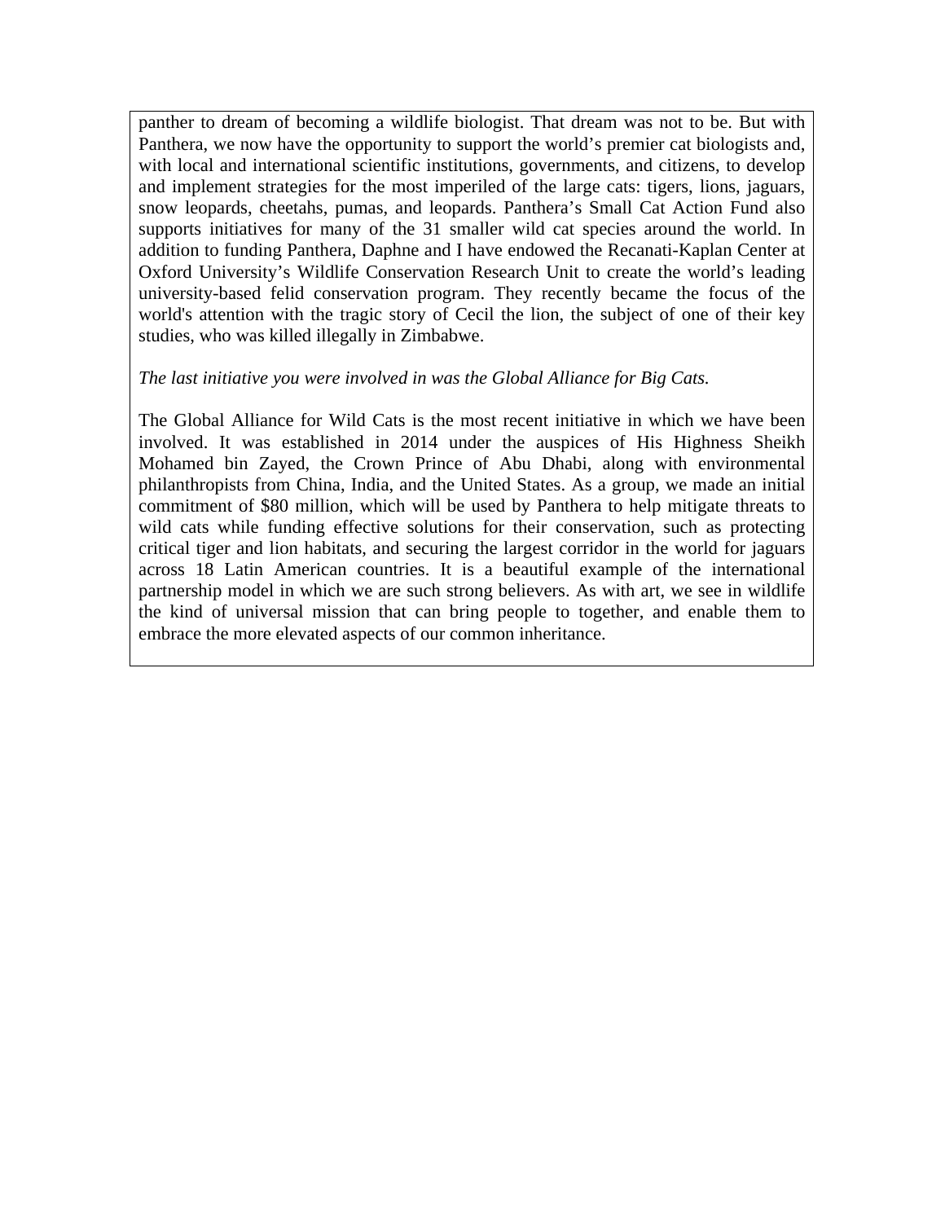panther to dream of becoming a wildlife biologist. That dream was not to be. But with Panthera, we now have the opportunity to support the world's premier cat biologists and, with local and international scientific institutions, governments, and citizens, to develop and implement strategies for the most imperiled of the large cats: tigers, lions, jaguars, snow leopards, cheetahs, pumas, and leopards. Panthera's Small Cat Action Fund also supports initiatives for many of the 31 smaller wild cat species around the world. In addition to funding Panthera, Daphne and I have endowed the Recanati-Kaplan Center at Oxford University's Wildlife Conservation Research Unit to create the world's leading university-based felid conservation program. They recently became the focus of the world's attention with the tragic story of Cecil the lion, the subject of one of their key studies, who was killed illegally in Zimbabwe.

*The last initiative you were involved in was the Global Alliance for Big Cats.*

The Global Alliance for Wild Cats is the most recent initiative in which we have been involved. It was established in 2014 under the auspices of His Highness Sheikh Mohamed bin Zayed, the Crown Prince of Abu Dhabi, along with environmental philanthropists from China, India, and the United States. As a group, we made an initial commitment of $80 million, which will be used by Panthera to help mitigate threats to wild cats while funding effective solutions for their conservation, such as protecting critical tiger and lion habitats, and securing the largest corridor in the world for jaguars across 18 Latin American countries. It is a beautiful example of the international partnership model in which we are such strong believers. As with art, we see in wildlife the kind of universal mission that can bring people to together, and enable them to embrace the more elevated aspects of our common inheritance.